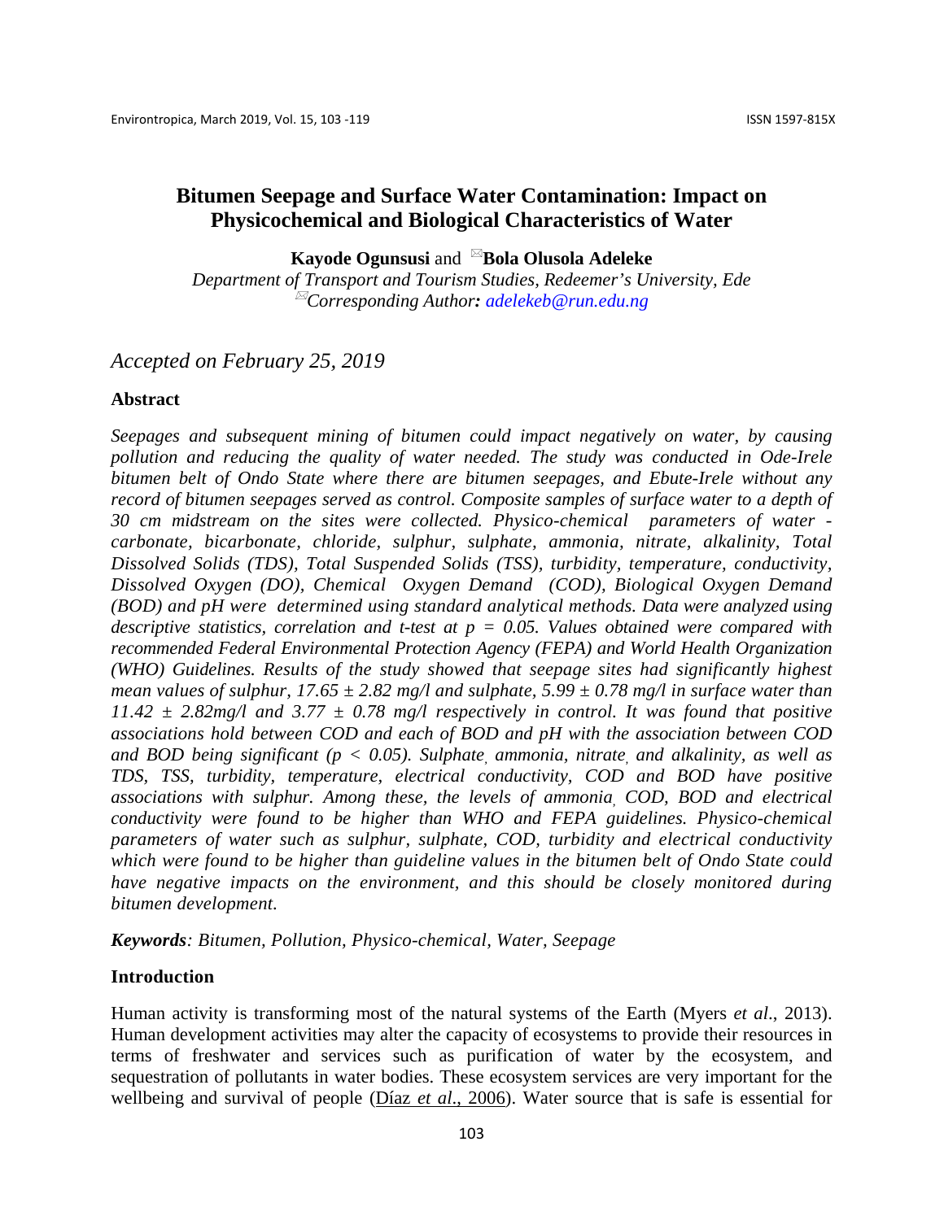# Bitumen Seepage and Surface Water Contamination: Impact on Physicochemical and Biological Characteristics of Water

**Kayode Ogunsusi** and ✉**Bola Olusola Adeleke**

*Department of Transport and Tourism Studies, Redeemer's University, Ede*
✉*Corresponding Author: adelekeb@run.edu.ng*

*Accepted on February 25, 2019*

## Abstract

*Seepages and subsequent mining of bitumen could impact negatively on water, by causing pollution and reducing the quality of water needed. The study was conducted in Ode-Irele bitumen belt of Ondo State where there are bitumen seepages, and Ebute-Irele without any record of bitumen seepages served as control. Composite samples of surface water to a depth of 30 cm midstream on the sites were collected. Physico-chemical parameters of water - carbonate, bicarbonate, chloride, sulphur, sulphate, ammonia, nitrate, alkalinity, Total Dissolved Solids (TDS), Total Suspended Solids (TSS), turbidity, temperature, conductivity, Dissolved Oxygen (DO), Chemical Oxygen Demand (COD), Biological Oxygen Demand (BOD) and pH were determined using standard analytical methods. Data were analyzed using descriptive statistics, correlation and t-test at $p = 0.05$. Values obtained were compared with recommended Federal Environmental Protection Agency (FEPA) and World Health Organization (WHO) Guidelines. Results of the study showed that seepage sites had significantly highest mean values of sulphur, 17.65 ± 2.82 mg/l and sulphate, 5.99 ± 0.78 mg/l in surface water than 11.42 ± 2.82mg/l and 3.77 ± 0.78 mg/l respectively in control. It was found that positive associations hold between COD and each of BOD and pH with the association between COD and BOD being significant ($p < 0.05$). Sulphate, ammonia, nitrate, and alkalinity, as well as TDS, TSS, turbidity, temperature, electrical conductivity, COD and BOD have positive associations with sulphur. Among these, the levels of ammonia, COD, BOD and electrical conductivity were found to be higher than WHO and FEPA guidelines. Physico-chemical parameters of water such as sulphur, sulphate, COD, turbidity and electrical conductivity which were found to be higher than guideline values in the bitumen belt of Ondo State could have negative impacts on the environment, and this should be closely monitored during bitumen development.*

***Keywords**: Bitumen, Pollution, Physico-chemical, Water, Seepage*

## Introduction

Human activity is transforming most of the natural systems of the Earth (Myers *et al*., 2013). Human development activities may alter the capacity of ecosystems to provide their resources in terms of freshwater and services such as purification of water by the ecosystem, and sequestration of pollutants in water bodies. These ecosystem services are very important for the wellbeing and survival of people (Díaz *et al*., 2006). Water source that is safe is essential for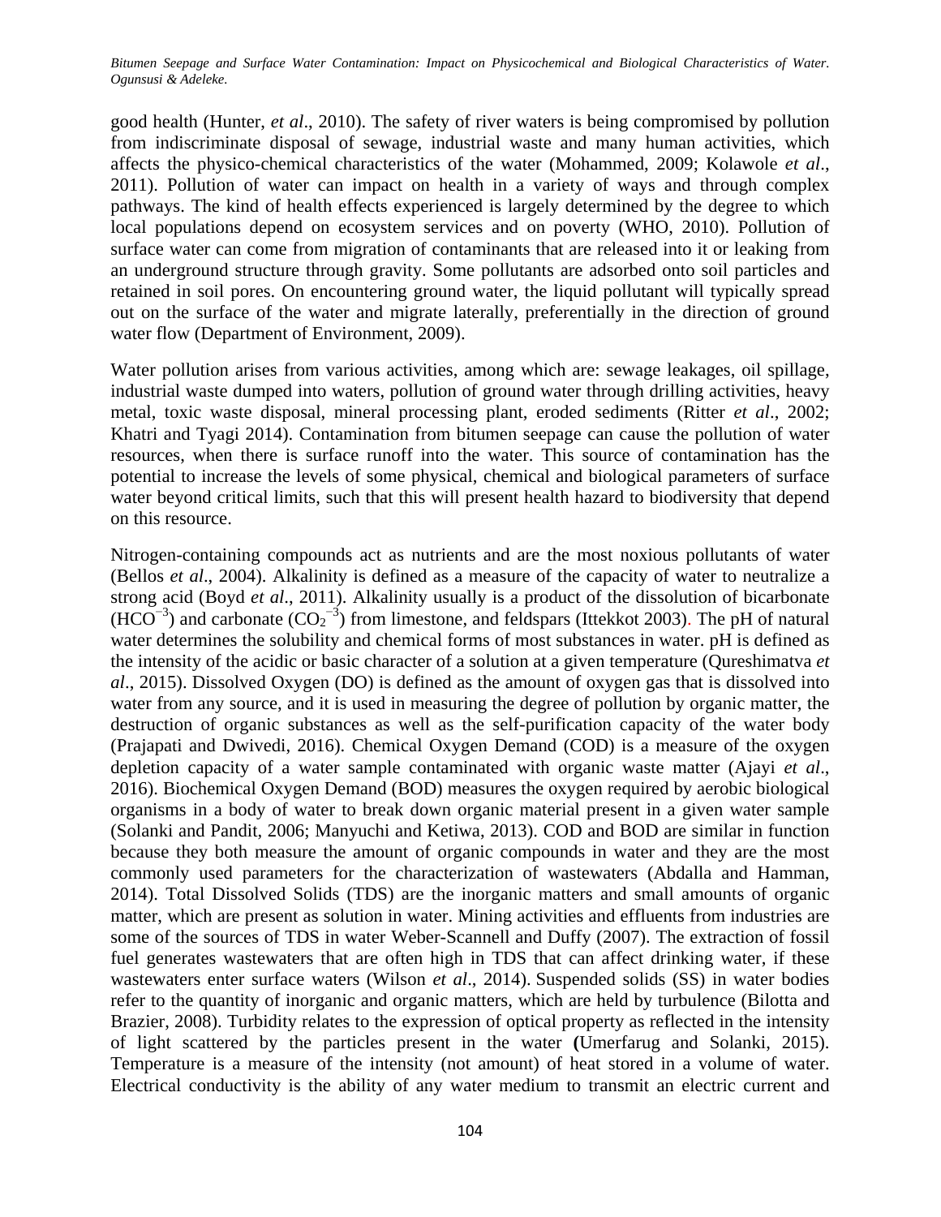good health (Hunter, *et al*., 2010). The safety of river waters is being compromised by pollution from indiscriminate disposal of sewage, industrial waste and many human activities, which affects the physico-chemical characteristics of the water (Mohammed, 2009; Kolawole *et al*., 2011). Pollution of water can impact on health in a variety of ways and through complex pathways. The kind of health effects experienced is largely determined by the degree to which local populations depend on ecosystem services and on poverty (WHO, 2010). Pollution of surface water can come from migration of contaminants that are released into it or leaking from an underground structure through gravity. Some pollutants are adsorbed onto soil particles and retained in soil pores. On encountering ground water, the liquid pollutant will typically spread out on the surface of the water and migrate laterally, preferentially in the direction of ground water flow (Department of Environment, 2009).

Water pollution arises from various activities, among which are: sewage leakages, oil spillage, industrial waste dumped into waters, pollution of ground water through drilling activities, heavy metal, toxic waste disposal, mineral processing plant, eroded sediments (Ritter *et al*., 2002; Khatri and Tyagi 2014). Contamination from bitumen seepage can cause the pollution of water resources, when there is surface runoff into the water. This source of contamination has the potential to increase the levels of some physical, chemical and biological parameters of surface water beyond critical limits, such that this will present health hazard to biodiversity that depend on this resource.

Nitrogen-containing compounds act as nutrients and are the most noxious pollutants of water (Bellos *et al*., 2004). Alkalinity is defined as a measure of the capacity of water to neutralize a strong acid (Boyd *et al*., 2011). Alkalinity usually is a product of the dissolution of bicarbonate ($HCO^{-3}$) and carbonate ($CO_2^{-3}$) from limestone, and feldspars (Ittekkot 2003). The pH of natural water determines the solubility and chemical forms of most substances in water. pH is defined as the intensity of the acidic or basic character of a solution at a given temperature (Qureshimatva *et al*., 2015). Dissolved Oxygen (DO) is defined as the amount of oxygen gas that is dissolved into water from any source, and it is used in measuring the degree of pollution by organic matter, the destruction of organic substances as well as the self-purification capacity of the water body (Prajapati and Dwivedi, 2016). Chemical Oxygen Demand (COD) is a measure of the oxygen depletion capacity of a water sample contaminated with organic waste matter (Ajayi *et al*., 2016). Biochemical Oxygen Demand (BOD) measures the oxygen required by aerobic biological organisms in a body of water to break down organic material present in a given water sample (Solanki and Pandit, 2006; Manyuchi and Ketiwa, 2013). COD and BOD are similar in function because they both measure the amount of organic compounds in water and they are the most commonly used parameters for the characterization of wastewaters (Abdalla and Hamman, 2014). Total Dissolved Solids (TDS) are the inorganic matters and small amounts of organic matter, which are present as solution in water. Mining activities and effluents from industries are some of the sources of TDS in water Weber-Scannell and Duffy (2007). The extraction of fossil fuel generates wastewaters that are often high in TDS that can affect drinking water, if these wastewaters enter surface waters (Wilson *et al*., 2014). Suspended solids (SS) in water bodies refer to the quantity of inorganic and organic matters, which are held by turbulence (Bilotta and Brazier, 2008). Turbidity relates to the expression of optical property as reflected in the intensity of light scattered by the particles present in the water **(**Umerfarug and Solanki, 2015). Temperature is a measure of the intensity (not amount) of heat stored in a volume of water. Electrical conductivity is the ability of any water medium to transmit an electric current and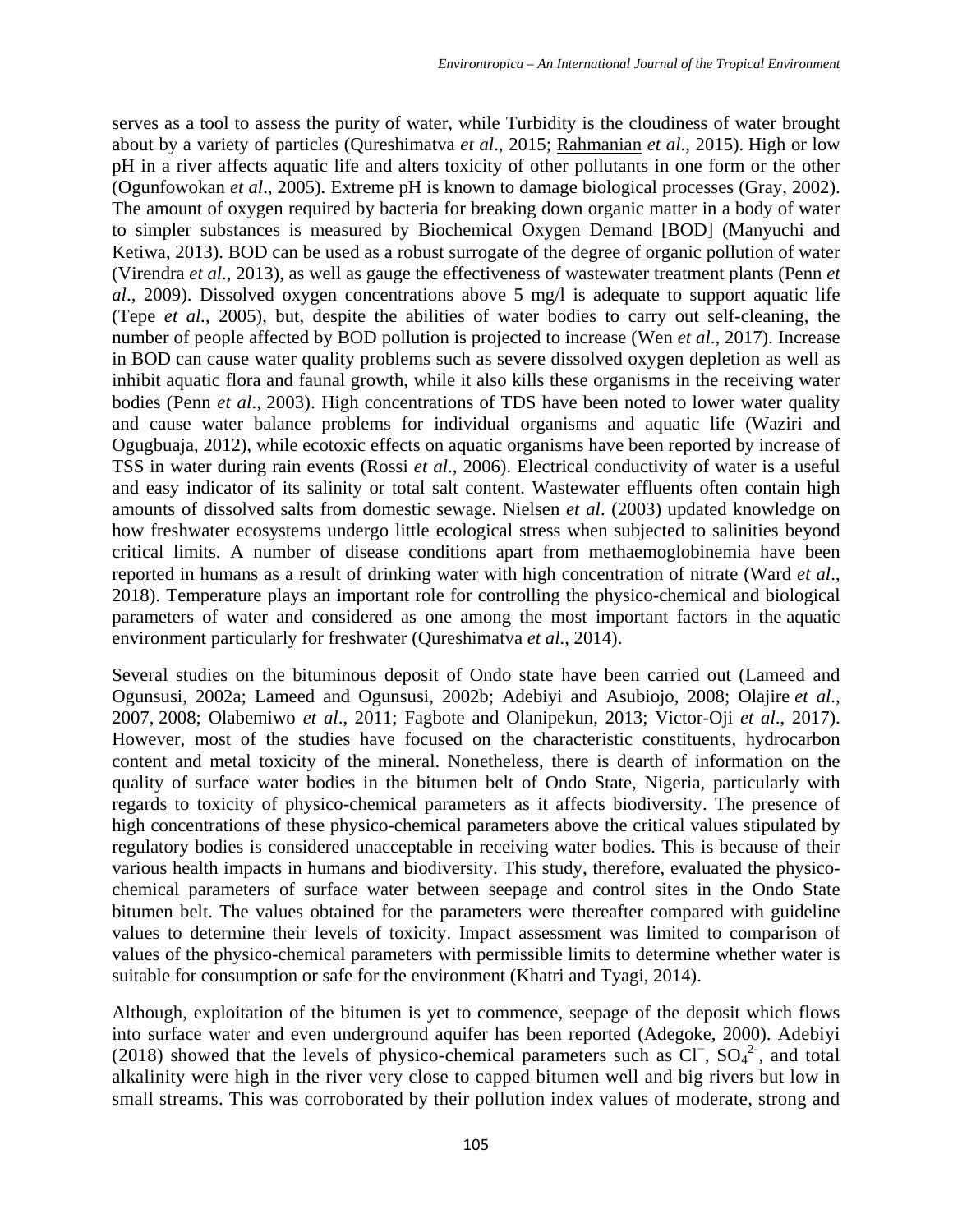serves as a tool to assess the purity of water, while Turbidity is the cloudiness of water brought about by a variety of particles (Qureshimatva *et al*., 2015; Rahmanian *et al*., 2015). High or low pH in a river affects aquatic life and alters toxicity of other pollutants in one form or the other (Ogunfowokan *et al*., 2005). Extreme pH is known to damage biological processes (Gray, 2002). The amount of oxygen required by bacteria for breaking down organic matter in a body of water to simpler substances is measured by Biochemical Oxygen Demand [BOD] (Manyuchi and Ketiwa, 2013). BOD can be used as a robust surrogate of the degree of organic pollution of water (Virendra *et al*., 2013), as well as gauge the effectiveness of wastewater treatment plants (Penn *et al*., 2009). Dissolved oxygen concentrations above 5 mg/l is adequate to support aquatic life (Tepe *et al*., 2005), but, despite the abilities of water bodies to carry out self-cleaning, the number of people affected by BOD pollution is projected to increase (Wen *et al*., 2017). Increase in BOD can cause water quality problems such as severe dissolved oxygen depletion as well as inhibit aquatic flora and faunal growth, while it also kills these organisms in the receiving water bodies (Penn *et al*., 2003). High concentrations of TDS have been noted to lower water quality and cause water balance problems for individual organisms and aquatic life (Waziri and Ogugbuaja, 2012), while ecotoxic effects on aquatic organisms have been reported by increase of TSS in water during rain events (Rossi *et al*., 2006). Electrical conductivity of water is a useful and easy indicator of its salinity or total salt content. Wastewater effluents often contain high amounts of dissolved salts from domestic sewage. Nielsen *et al*. (2003) updated knowledge on how freshwater ecosystems undergo little ecological stress when subjected to salinities beyond critical limits. A number of disease conditions apart from methaemoglobinemia have been reported in humans as a result of drinking water with high concentration of nitrate (Ward *et al*., 2018). Temperature plays an important role for controlling the physico-chemical and biological parameters of water and considered as one among the most important factors in the aquatic environment particularly for freshwater (Qureshimatva *et al*., 2014).

Several studies on the bituminous deposit of Ondo state have been carried out (Lameed and Ogunsusi, 2002a; Lameed and Ogunsusi, 2002b; Adebiyi and Asubiojo, 2008; Olajire *et al*., 2007, 2008; Olabemiwo *et al*., 2011; Fagbote and Olanipekun, 2013; Victor-Oji *et al*., 2017). However, most of the studies have focused on the characteristic constituents, hydrocarbon content and metal toxicity of the mineral. Nonetheless, there is dearth of information on the quality of surface water bodies in the bitumen belt of Ondo State, Nigeria, particularly with regards to toxicity of physico-chemical parameters as it affects biodiversity. The presence of high concentrations of these physico-chemical parameters above the critical values stipulated by regulatory bodies is considered unacceptable in receiving water bodies. This is because of their various health impacts in humans and biodiversity. This study, therefore, evaluated the physico-chemical parameters of surface water between seepage and control sites in the Ondo State bitumen belt. The values obtained for the parameters were thereafter compared with guideline values to determine their levels of toxicity. Impact assessment was limited to comparison of values of the physico-chemical parameters with permissible limits to determine whether water is suitable for consumption or safe for the environment (Khatri and Tyagi, 2014).

Although, exploitation of the bitumen is yet to commence, seepage of the deposit which flows into surface water and even underground aquifer has been reported (Adegoke, 2000). Adebiyi (2018) showed that the levels of physico-chemical parameters such as $Cl^-$, $SO_4^{2-}$, and total alkalinity were high in the river very close to capped bitumen well and big rivers but low in small streams. This was corroborated by their pollution index values of moderate, strong and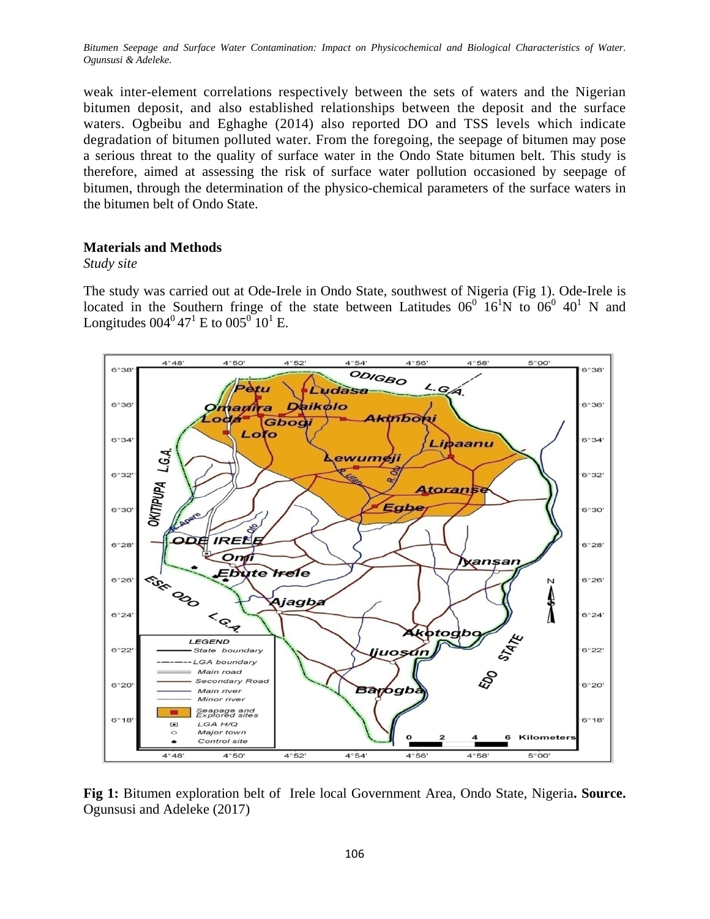weak inter-element correlations respectively between the sets of waters and the Nigerian bitumen deposit, and also established relationships between the deposit and the surface waters. Ogbeibu and Eghaghe (2014) also reported DO and TSS levels which indicate degradation of bitumen polluted water. From the foregoing, the seepage of bitumen may pose a serious threat to the quality of surface water in the Ondo State bitumen belt. This study is therefore, aimed at assessing the risk of surface water pollution occasioned by seepage of bitumen, through the determination of the physico-chemical parameters of the surface waters in the bitumen belt of Ondo State.

## Materials and Methods

*Study site*

The study was carried out at Ode-Irele in Ondo State, southwest of Nigeria (Fig 1). Ode-Irele is located in the Southern fringe of the state between Latitudes $06^0$ $16^1$N to $06^0$ $40^1$ N and Longitudes $004^0$ $47^1$ E to $005^0$ $10^1$ E.

**Fig 1:** Bitumen exploration belt of Irele local Government Area, Ondo State, Nigeria**. Source.** Ogunsusi and Adeleke (2017)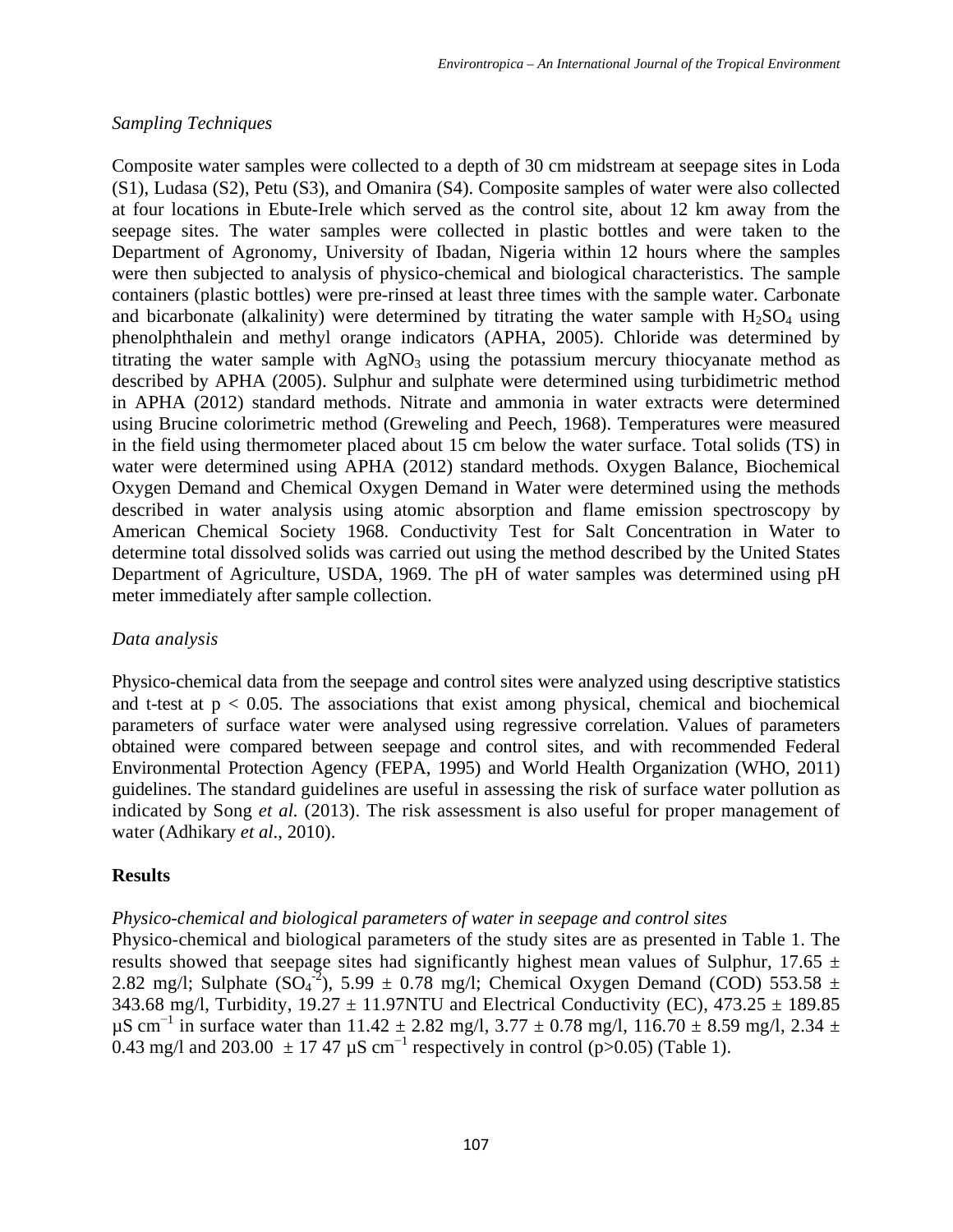*Sampling Techniques*

Composite water samples were collected to a depth of 30 cm midstream at seepage sites in Loda (S1), Ludasa (S2), Petu (S3), and Omanira (S4). Composite samples of water were also collected at four locations in Ebute-Irele which served as the control site, about 12 km away from the seepage sites. The water samples were collected in plastic bottles and were taken to the Department of Agronomy, University of Ibadan, Nigeria within 12 hours where the samples were then subjected to analysis of physico-chemical and biological characteristics. The sample containers (plastic bottles) were pre-rinsed at least three times with the sample water. Carbonate and bicarbonate (alkalinity) were determined by titrating the water sample with $H_2SO_4$ using phenolphthalein and methyl orange indicators (APHA, 2005). Chloride was determined by titrating the water sample with $AgNO_3$ using the potassium mercury thiocyanate method as described by APHA (2005). Sulphur and sulphate were determined using turbidimetric method in APHA (2012) standard methods. Nitrate and ammonia in water extracts were determined using Brucine colorimetric method (Greweling and Peech, 1968). Temperatures were measured in the field using thermometer placed about 15 cm below the water surface. Total solids (TS) in water were determined using APHA (2012) standard methods. Oxygen Balance, Biochemical Oxygen Demand and Chemical Oxygen Demand in Water were determined using the methods described in water analysis using atomic absorption and flame emission spectroscopy by American Chemical Society 1968. Conductivity Test for Salt Concentration in Water to determine total dissolved solids was carried out using the method described by the United States Department of Agriculture, USDA, 1969. The pH of water samples was determined using pH meter immediately after sample collection.

*Data analysis*

Physico-chemical data from the seepage and control sites were analyzed using descriptive statistics and t-test at $p < 0.05$. The associations that exist among physical, chemical and biochemical parameters of surface water were analysed using regressive correlation. Values of parameters obtained were compared between seepage and control sites, and with recommended Federal Environmental Protection Agency (FEPA, 1995) and World Health Organization (WHO, 2011) guidelines. The standard guidelines are useful in assessing the risk of surface water pollution as indicated by Song *et al.* (2013). The risk assessment is also useful for proper management of water (Adhikary *et al*., 2010).

## Results

*Physico-chemical and biological parameters of water in seepage and control sites*

Physico-chemical and biological parameters of the study sites are as presented in Table 1. The results showed that seepage sites had significantly highest mean values of Sulphur, 17.65 ± 2.82 mg/l; Sulphate ($SO_4^{-2}$), 5.99 ± 0.78 mg/l; Chemical Oxygen Demand (COD) 553.58 ± 343.68 mg/l, Turbidity, 19.27 ± 11.97NTU and Electrical Conductivity (EC), 473.25 ± 189.85 µS cm$^{-1}$ in surface water than 11.42 ± 2.82 mg/l, 3.77 ± 0.78 mg/l, 116.70 ± 8.59 mg/l, 2.34 ± 0.43 mg/l and 203.00 ± 17 47 µS cm$^{-1}$ respectively in control ($p>0.05$) (Table 1).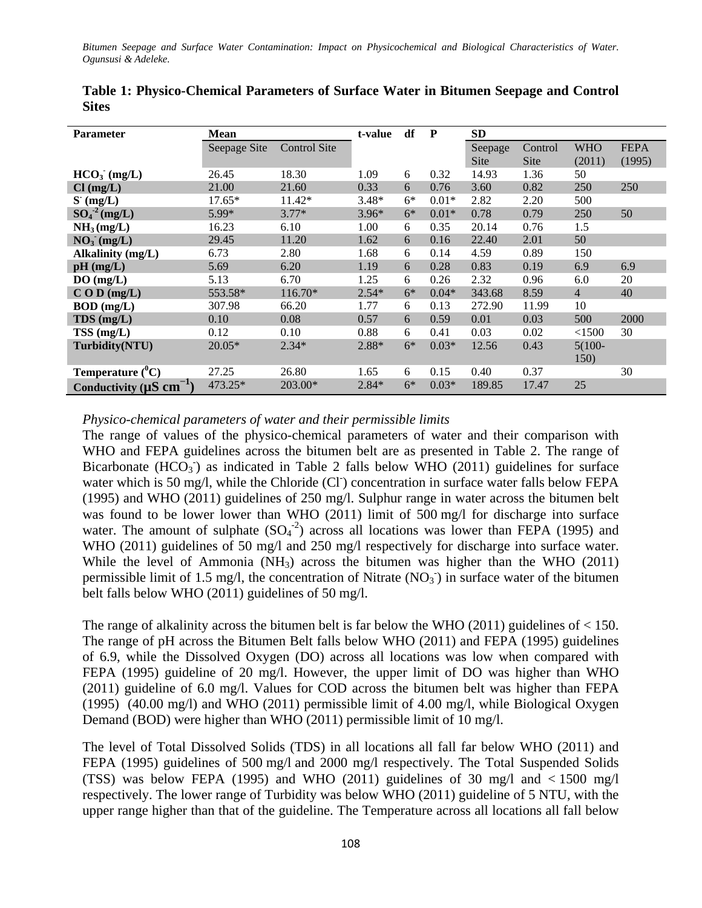**Table 1: Physico-Chemical Parameters of Surface Water in Bitumen Seepage and Control Sites**

| Parameter | Mean | | t-value | df | P | SD | | | |
|---|---|---|---|---|---|---|---|---|---|
| | Seepage Site | Control Site | | | | Seepage Site | Control Site | WHO (2011) | FEPA (1995) |
| **$HCO_3^-$ (mg/L)** | 26.45 | 18.30 | 1.09 | 6 | 0.32 | 14.93 | 1.36 | 50 | |
| **Cl (mg/L)** | 21.00 | 21.60 | 0.33 | 6 | 0.76 | 3.60 | 0.82 | 250 | 250 |
| **$S^-$ (mg/L)** | 17.65* | 11.42* | 3.48* | 6* | 0.01* | 2.82 | 2.20 | 500 | |
| **$SO_4^{-2}$ (mg/L)** | 5.99* | 3.77* | 3.96* | 6* | 0.01* | 0.78 | 0.79 | 250 | 50 |
| **$NH_3$ (mg/L)** | 16.23 | 6.10 | 1.00 | 6 | 0.35 | 20.14 | 0.76 | 1.5 | |
| **$NO_3^-$ (mg/L)** | 29.45 | 11.20 | 1.62 | 6 | 0.16 | 22.40 | 2.01 | 50 | |
| **Alkalinity (mg/L)** | 6.73 | 2.80 | 1.68 | 6 | 0.14 | 4.59 | 0.89 | 150 | |
| **pH (mg/L)** | 5.69 | 6.20 | 1.19 | 6 | 0.28 | 0.83 | 0.19 | 6.9 | 6.9 |
| **DO (mg/L)** | 5.13 | 6.70 | 1.25 | 6 | 0.26 | 2.32 | 0.96 | 6.0 | 20 |
| **C O D (mg/L)** | 553.58* | 116.70* | 2.54* | 6* | 0.04* | 343.68 | 8.59 | 4 | 40 |
| **BOD (mg/L)** | 307.98 | 66.20 | 1.77 | 6 | 0.13 | 272.90 | 11.99 | 10 | |
| **TDS (mg/L)** | 0.10 | 0.08 | 0.57 | 6 | 0.59 | 0.01 | 0.03 | 500 | 2000 |
| **TSS (mg/L)** | 0.12 | 0.10 | 0.88 | 6 | 0.41 | 0.03 | 0.02 | <1500 | 30 |
| **Turbidity(NTU)** | 20.05* | 2.34* | 2.88* | 6* | 0.03* | 12.56 | 0.43 | 5(100-150) | |
| **Temperature ($^0$C)** | 27.25 | 26.80 | 1.65 | 6 | 0.15 | 0.40 | 0.37 | | 30 |
| **Conductivity (μS $cm^{-1}$)** | 473.25* | 203.00* | 2.84* | 6* | 0.03* | 189.85 | 17.47 | 25 | |

*Physico-chemical parameters of water and their permissible limits*

The range of values of the physico-chemical parameters of water and their comparison with WHO and FEPA guidelines across the bitumen belt are as presented in Table 2. The range of Bicarbonate ($HCO_3^-$) as indicated in Table 2 falls below WHO (2011) guidelines for surface water which is 50 mg/l, while the Chloride ($Cl^-$) concentration in surface water falls below FEPA (1995) and WHO (2011) guidelines of 250 mg/l. Sulphur range in water across the bitumen belt was found to be lower lower than WHO (2011) limit of 500 mg/l for discharge into surface water. The amount of sulphate ($SO_4^{-2}$) across all locations was lower than FEPA (1995) and WHO (2011) guidelines of 50 mg/l and 250 mg/l respectively for discharge into surface water. While the level of Ammonia ($NH_3$) across the bitumen was higher than the WHO (2011) permissible limit of 1.5 mg/l, the concentration of Nitrate ($NO_3^-$) in surface water of the bitumen belt falls below WHO (2011) guidelines of 50 mg/l.

The range of alkalinity across the bitumen belt is far below the WHO (2011) guidelines of < 150. The range of pH across the Bitumen Belt falls below WHO (2011) and FEPA (1995) guidelines of 6.9, while the Dissolved Oxygen (DO) across all locations was low when compared with FEPA (1995) guideline of 20 mg/l. However, the upper limit of DO was higher than WHO (2011) guideline of 6.0 mg/l. Values for COD across the bitumen belt was higher than FEPA (1995) (40.00 mg/l) and WHO (2011) permissible limit of 4.00 mg/l, while Biological Oxygen Demand (BOD) were higher than WHO (2011) permissible limit of 10 mg/l.

The level of Total Dissolved Solids (TDS) in all locations all fall far below WHO (2011) and FEPA (1995) guidelines of 500 mg/l and 2000 mg/l respectively. The Total Suspended Solids (TSS) was below FEPA (1995) and WHO (2011) guidelines of 30 mg/l and < 1500 mg/l respectively. The lower range of Turbidity was below WHO (2011) guideline of 5 NTU, with the upper range higher than that of the guideline. The Temperature across all locations all fall below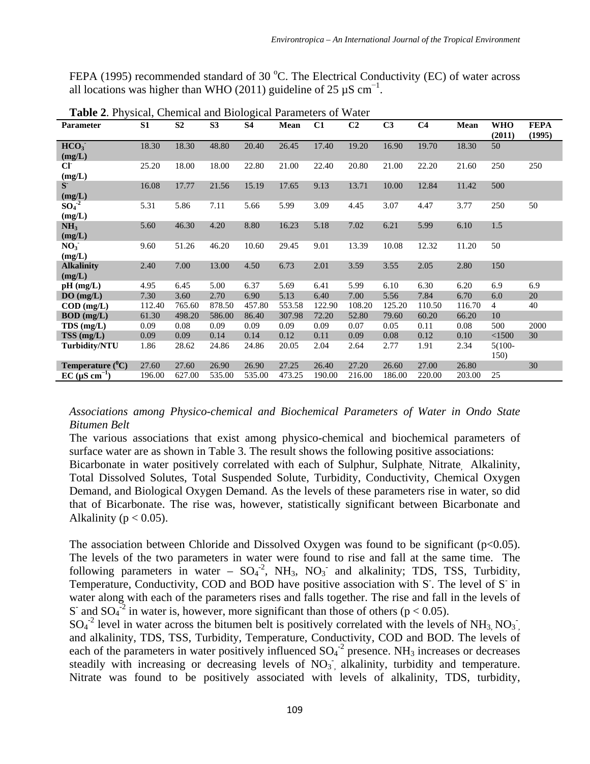FEPA (1995) recommended standard of 30 °C. The Electrical Conductivity (EC) of water across all locations was higher than WHO (2011) guideline of 25 µS $cm^{-1}$.

**Table 2**. Physical, Chemical and Biological Parameters of Water

| Parameter | S1 | S2 | S3 | S4 | Mean | C1 | C2 | C3 | C4 | Mean | WHO (2011) | FEPA (1995) |
|---|---|---|---|---|---|---|---|---|---|---|---|---|
| $HCO_3^-$ (mg/L) | 18.30 | 18.30 | 48.80 | 20.40 | 26.45 | 17.40 | 19.20 | 16.90 | 19.70 | 18.30 | 50 | |
| $Cl^-$ (mg/L) | 25.20 | 18.00 | 18.00 | 22.80 | 21.00 | 22.40 | 20.80 | 21.00 | 22.20 | 21.60 | 250 | 250 |
| $S^-$ (mg/L) | 16.08 | 17.77 | 21.56 | 15.19 | 17.65 | 9.13 | 13.71 | 10.00 | 12.84 | 11.42 | 500 | |
| $SO_4^{-2}$ (mg/L) | 5.31 | 5.86 | 7.11 | 5.66 | 5.99 | 3.09 | 4.45 | 3.07 | 4.47 | 3.77 | 250 | 50 |
| $NH_3$ (mg/L) | 5.60 | 46.30 | 4.20 | 8.80 | 16.23 | 5.18 | 7.02 | 6.21 | 5.99 | 6.10 | 1.5 | |
| $NO_3^-$ (mg/L) | 9.60 | 51.26 | 46.20 | 10.60 | 29.45 | 9.01 | 13.39 | 10.08 | 12.32 | 11.20 | 50 | |
| Alkalinity (mg/L) | 2.40 | 7.00 | 13.00 | 4.50 | 6.73 | 2.01 | 3.59 | 3.55 | 2.05 | 2.80 | 150 | |
| pH (mg/L) | 4.95 | 6.45 | 5.00 | 6.37 | 5.69 | 6.41 | 5.99 | 6.10 | 6.30 | 6.20 | 6.9 | 6.9 |
| DO (mg/L) | 7.30 | 3.60 | 2.70 | 6.90 | 5.13 | 6.40 | 7.00 | 5.56 | 7.84 | 6.70 | 6.0 | 20 |
| COD (mg/L) | 112.40 | 765.60 | 878.50 | 457.80 | 553.58 | 122.90 | 108.20 | 125.20 | 110.50 | 116.70 | 4 | 40 |
| BOD (mg/L) | 61.30 | 498.20 | 586.00 | 86.40 | 307.98 | 72.20 | 52.80 | 79.60 | 60.20 | 66.20 | 10 | |
| TDS (mg/L) | 0.09 | 0.08 | 0.09 | 0.09 | 0.09 | 0.09 | 0.07 | 0.05 | 0.11 | 0.08 | 500 | 2000 |
| TSS (mg/L) | 0.09 | 0.09 | 0.14 | 0.14 | 0.12 | 0.11 | 0.09 | 0.08 | 0.12 | 0.10 | <1500 | 30 |
| Turbidity/NTU | 1.86 | 28.62 | 24.86 | 24.86 | 20.05 | 2.04 | 2.64 | 2.77 | 1.91 | 2.34 | 5(100-150) | |
| Temperature (°C) | 27.60 | 27.60 | 26.90 | 26.90 | 27.25 | 26.40 | 27.20 | 26.60 | 27.00 | 26.80 | | 30 |
| EC (µS $cm^{-1}$) | 196.00 | 627.00 | 535.00 | 535.00 | 473.25 | 190.00 | 216.00 | 186.00 | 220.00 | 203.00 | 25 | |

*Associations among Physico-chemical and Biochemical Parameters of Water in Ondo State Bitumen Belt*

The various associations that exist among physico-chemical and biochemical parameters of surface water are as shown in Table 3. The result shows the following positive associations:

Bicarbonate in water positively correlated with each of Sulphur, Sulphate, Nitrate, Alkalinity, Total Dissolved Solutes, Total Suspended Solute, Turbidity, Conductivity, Chemical Oxygen Demand, and Biological Oxygen Demand. As the levels of these parameters rise in water, so did that of Bicarbonate. The rise was, however, statistically significant between Bicarbonate and Alkalinity ($p < 0.05$).

The association between Chloride and Dissolved Oxygen was found to be significant ($p<0.05$). The levels of the two parameters in water were found to rise and fall at the same time. The following parameters in water – $SO_4^{-2}$, $NH_3$, $NO_3^-$ and alkalinity; TDS, TSS, Turbidity, Temperature, Conductivity, COD and BOD have positive association with $S^-$. The level of $S^-$ in water along with each of the parameters rises and falls together. The rise and fall in the levels of $S^-$ and $SO_4^{-2}$ in water is, however, more significant than those of others ($p < 0.05$).

$SO_4^{-2}$ level in water across the bitumen belt is positively correlated with the levels of $NH_3$, $NO_3^-$, and alkalinity, TDS, TSS, Turbidity, Temperature, Conductivity, COD and BOD. The levels of each of the parameters in water positively influenced $SO_4^{-2}$ presence. $NH_3$ increases or decreases steadily with increasing or decreasing levels of $NO_3^-$, alkalinity, turbidity and temperature. Nitrate was found to be positively associated with levels of alkalinity, TDS, turbidity,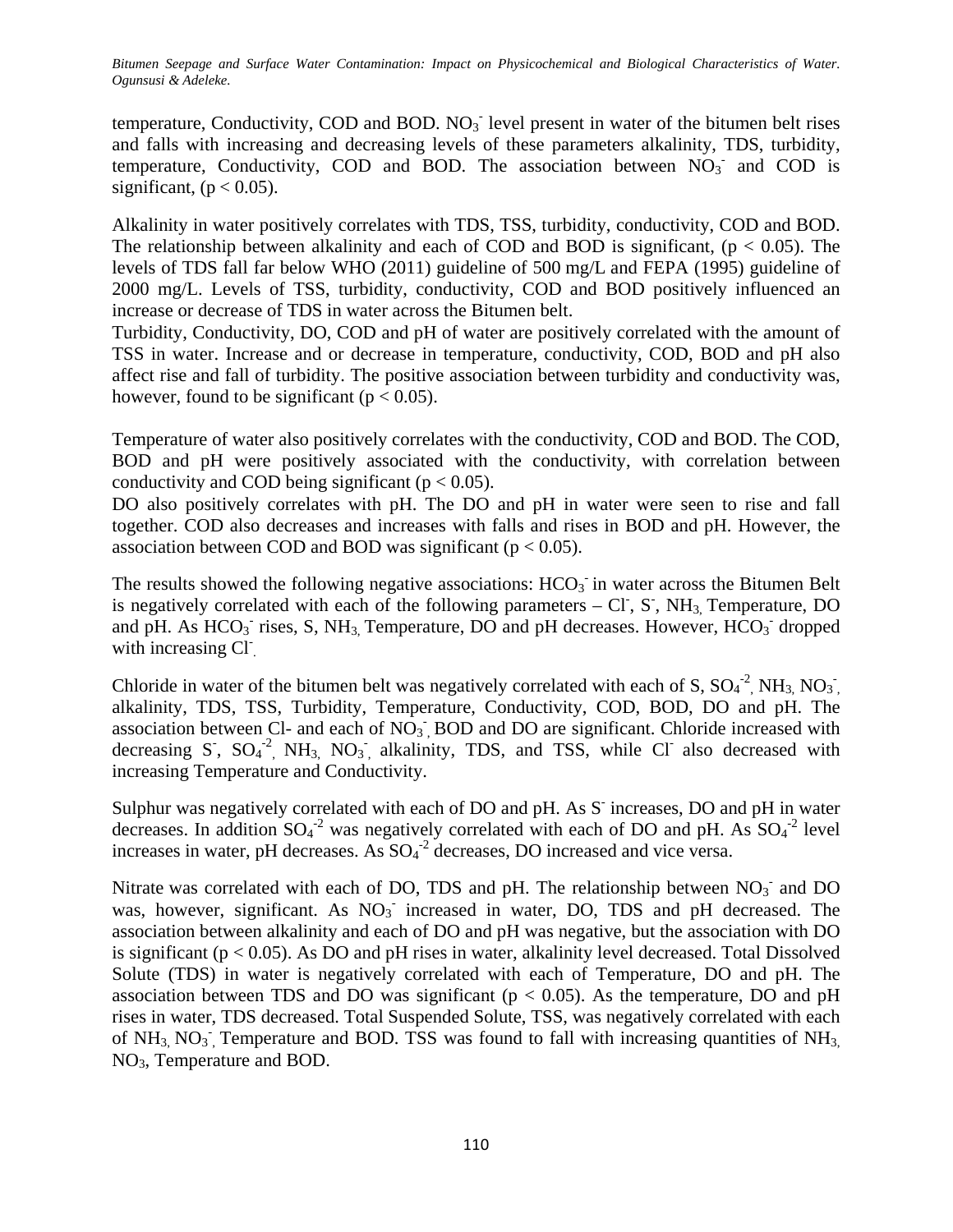temperature, Conductivity, COD and BOD. $NO_3^-$ level present in water of the bitumen belt rises and falls with increasing and decreasing levels of these parameters alkalinity, TDS, turbidity, temperature, Conductivity, COD and BOD. The association between $NO_3^-$ and COD is significant, ($p < 0.05$).

Alkalinity in water positively correlates with TDS, TSS, turbidity, conductivity, COD and BOD. The relationship between alkalinity and each of COD and BOD is significant, ($p < 0.05$). The levels of TDS fall far below WHO (2011) guideline of 500 mg/L and FEPA (1995) guideline of 2000 mg/L. Levels of TSS, turbidity, conductivity, COD and BOD positively influenced an increase or decrease of TDS in water across the Bitumen belt.

Turbidity, Conductivity, DO, COD and pH of water are positively correlated with the amount of TSS in water. Increase and or decrease in temperature, conductivity, COD, BOD and pH also affect rise and fall of turbidity. The positive association between turbidity and conductivity was, however, found to be significant ($p < 0.05$).

Temperature of water also positively correlates with the conductivity, COD and BOD. The COD, BOD and pH were positively associated with the conductivity, with correlation between conductivity and COD being significant ($p < 0.05$).

DO also positively correlates with pH. The DO and pH in water were seen to rise and fall together. COD also decreases and increases with falls and rises in BOD and pH. However, the association between COD and BOD was significant ($p < 0.05$).

The results showed the following negative associations: $HCO_3^-$ in water across the Bitumen Belt is negatively correlated with each of the following parameters – $Cl^-$, $S^-$, $NH_3$, Temperature, DO and pH. As $HCO_3^-$ rises, S, $NH_3$, Temperature, DO and pH decreases. However, $HCO_3^-$ dropped with increasing $Cl^-$.

Chloride in water of the bitumen belt was negatively correlated with each of S, $SO_4^{-2}$, $NH_3$, $NO_3^-$, alkalinity, TDS, TSS, Turbidity, Temperature, Conductivity, COD, BOD, DO and pH. The association between Cl- and each of $NO_3^-$, BOD and DO are significant. Chloride increased with decreasing $S^-$, $SO_4^{-2}$, $NH_3$, $NO_3^-$, alkalinity, TDS, and TSS, while $Cl^-$ also decreased with increasing Temperature and Conductivity.

Sulphur was negatively correlated with each of DO and pH. As $S^-$ increases, DO and pH in water decreases. In addition $SO_4^{-2}$ was negatively correlated with each of DO and pH. As $SO_4^{-2}$ level increases in water, pH decreases. As $SO_4^{-2}$ decreases, DO increased and vice versa.

Nitrate was correlated with each of DO, TDS and pH. The relationship between $NO_3^-$ and DO was, however, significant. As $NO_3^-$ increased in water, DO, TDS and pH decreased. The association between alkalinity and each of DO and pH was negative, but the association with DO is significant ($p < 0.05$). As DO and pH rises in water, alkalinity level decreased. Total Dissolved Solute (TDS) in water is negatively correlated with each of Temperature, DO and pH. The association between TDS and DO was significant ($p < 0.05$). As the temperature, DO and pH rises in water, TDS decreased. Total Suspended Solute, TSS, was negatively correlated with each of $NH_3$, $NO_3^-$, Temperature and BOD. TSS was found to fall with increasing quantities of $NH_3$, $NO_3$, Temperature and BOD.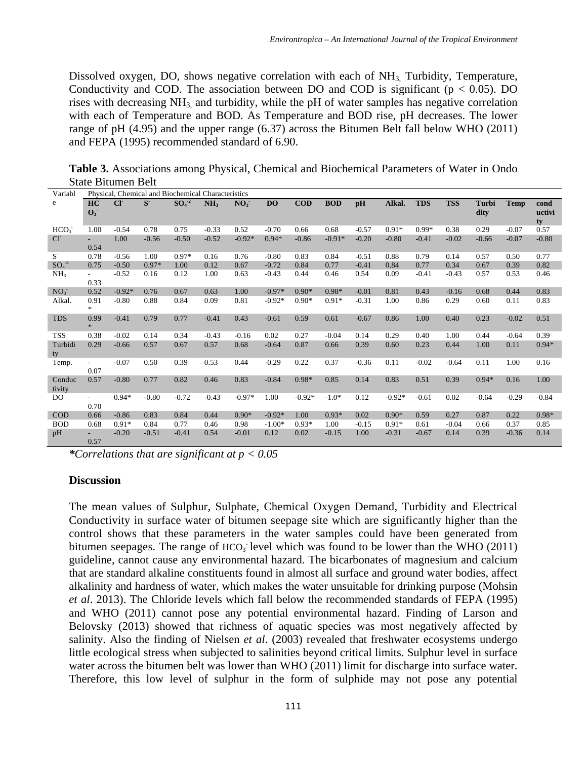Dissolved oxygen, DO, shows negative correlation with each of $NH_3$, Turbidity, Temperature, Conductivity and COD. The association between DO and COD is significant ($p < 0.05$). DO rises with decreasing $NH_3$, and turbidity, while the pH of water samples has negative correlation with each of Temperature and BOD. As Temperature and BOD rise, pH decreases. The lower range of pH (4.95) and the upper range (6.37) across the Bitumen Belt fall below WHO (2011) and FEPA (1995) recommended standard of 6.90.

**Table 3.** Associations among Physical, Chemical and Biochemical Parameters of Water in Ondo State Bitumen Belt

| Variable | Physical, Chemical and Biochemical Characteristics | | | | | | | | | | | | | | | |
|---|---|---|---|---|---|---|---|---|---|---|---|---|---|---|---|---|
| | $HCO_3^-$ | $Cl^-$ | $S^-$ | $SO_4^{-2}$ | $NH_3$ | $NO_3^-$ | DO | COD | BOD | pH | Alkal. | TDS | TSS | Turbidity | Temp | conductivity |
| $HCO_3^-$ | 1.00 | -0.54 | 0.78 | 0.75 | -0.33 | 0.52 | -0.70 | 0.66 | 0.68 | -0.57 | 0.91* | 0.99* | 0.38 | 0.29 | -0.07 | 0.57 |
| $Cl^-$ | -0.54 | 1.00 | -0.56 | -0.50 | -0.52 | -0.92* | 0.94* | -0.86 | -0.91* | -0.20 | -0.80 | -0.41 | -0.02 | -0.66 | -0.07 | -0.80 |
| $S^-$ | 0.78 | -0.56 | 1.00 | 0.97* | 0.16 | 0.76 | -0.80 | 0.83 | 0.84 | -0.51 | 0.88 | 0.79 | 0.14 | 0.57 | 0.50 | 0.77 |
| $SO_4^{-2}$ | 0.75 | -0.50 | 0.97* | 1.00 | 0.12 | 0.67 | -0.72 | 0.84 | 0.77 | -0.41 | 0.84 | 0.77 | 0.34 | 0.67 | 0.39 | 0.82 |
| $NH_3$ | -0.33 | -0.52 | 0.16 | 0.12 | 1.00 | 0.63 | -0.43 | 0.44 | 0.46 | 0.54 | 0.09 | -0.41 | -0.43 | 0.57 | 0.53 | 0.46 |
| $NO_3^-$ | 0.52 | -0.92* | 0.76 | 0.67 | 0.63 | 1.00 | -0.97* | 0.90* | 0.98* | -0.01 | 0.81 | 0.43 | -0.16 | 0.68 | 0.44 | 0.83 |
| Alkal. | 0.91* | -0.80 | 0.88 | 0.84 | 0.09 | 0.81 | -0.92* | 0.90* | 0.91* | -0.31 | 1.00 | 0.86 | 0.29 | 0.60 | 0.11 | 0.83 |
| TDS | 0.99* | -0.41 | 0.79 | 0.77 | -0.41 | 0.43 | -0.61 | 0.59 | 0.61 | -0.67 | 0.86 | 1.00 | 0.40 | 0.23 | -0.02 | 0.51 |
| TSS | 0.38 | -0.02 | 0.14 | 0.34 | -0.43 | -0.16 | 0.02 | 0.27 | -0.04 | 0.14 | 0.29 | 0.40 | 1.00 | 0.44 | -0.64 | 0.39 |
| Turbidity | 0.29 | -0.66 | 0.57 | 0.67 | 0.57 | 0.68 | -0.64 | 0.87 | 0.66 | 0.39 | 0.60 | 0.23 | 0.44 | 1.00 | 0.11 | 0.94* |
| Temp. | -0.07 | -0.07 | 0.50 | 0.39 | 0.53 | 0.44 | -0.29 | 0.22 | 0.37 | -0.36 | 0.11 | -0.02 | -0.64 | 0.11 | 1.00 | 0.16 |
| Conductivity | 0.57 | -0.80 | 0.77 | 0.82 | 0.46 | 0.83 | -0.84 | 0.98* | 0.85 | 0.14 | 0.83 | 0.51 | 0.39 | 0.94* | 0.16 | 1.00 |
| DO | -0.70 | 0.94* | -0.80 | -0.72 | -0.43 | -0.97* | 1.00 | -0.92* | -1.0* | 0.12 | -0.92* | -0.61 | 0.02 | -0.64 | -0.29 | -0.84 |
| COD | 0.66 | -0.86 | 0.83 | 0.84 | 0.44 | 0.90* | -0.92* | 1.00 | 0.93* | 0.02 | 0.90* | 0.59 | 0.27 | 0.87 | 0.22 | 0.98* |
| BOD | 0.68 | 0.91* | 0.84 | 0.77 | 0.46 | 0.98 | -1.00* | 0.93* | 1.00 | -0.15 | 0.91* | 0.61 | -0.04 | 0.66 | 0.37 | 0.85 |
| pH | -0.57 | -0.20 | -0.51 | -0.41 | 0.54 | -0.01 | 0.12 | 0.02 | -0.15 | 1.00 | -0.31 | -0.67 | 0.14 | 0.39 | -0.36 | 0.14 |

****Correlations that are significant at $p < 0.05$***

### Discussion

The mean values of Sulphur, Sulphate, Chemical Oxygen Demand, Turbidity and Electrical Conductivity in surface water of bitumen seepage site which are significantly higher than the control shows that these parameters in the water samples could have been generated from bitumen seepages. The range of $HCO_3^-$ level which was found to be lower than the WHO (2011) guideline, cannot cause any environmental hazard. The bicarbonates of magnesium and calcium that are standard alkaline constituents found in almost all surface and ground water bodies, affect alkalinity and hardness of water, which makes the water unsuitable for drinking purpose (Mohsin *et al*. 2013). The Chloride levels which fall below the recommended standards of FEPA (1995) and WHO (2011) cannot pose any potential environmental hazard. Finding of Larson and Belovsky (2013) showed that richness of aquatic species was most negatively affected by salinity. Also the finding of Nielsen *et al*. (2003) revealed that freshwater ecosystems undergo little ecological stress when subjected to salinities beyond critical limits. Sulphur level in surface water across the bitumen belt was lower than WHO (2011) limit for discharge into surface water. Therefore, this low level of sulphur in the form of sulphide may not pose any potential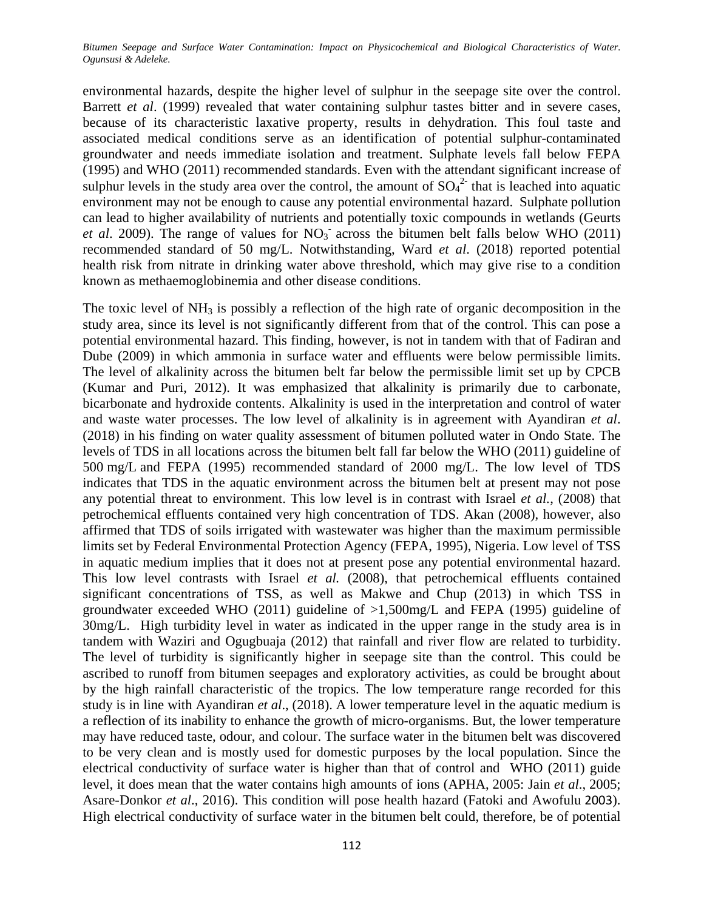environmental hazards, despite the higher level of sulphur in the seepage site over the control. Barrett *et al*. (1999) revealed that water containing sulphur tastes bitter and in severe cases, because of its characteristic laxative property, results in dehydration. This foul taste and associated medical conditions serve as an identification of potential sulphur-contaminated groundwater and needs immediate isolation and treatment. Sulphate levels fall below FEPA (1995) and WHO (2011) recommended standards. Even with the attendant significant increase of sulphur levels in the study area over the control, the amount of $SO_4^{2-}$ that is leached into aquatic environment may not be enough to cause any potential environmental hazard. Sulphate pollution can lead to higher availability of nutrients and potentially toxic compounds in wetlands (Geurts *et al*. 2009). The range of values for $NO_3^-$ across the bitumen belt falls below WHO (2011) recommended standard of 50 mg/L. Notwithstanding, Ward *et al*. (2018) reported potential health risk from nitrate in drinking water above threshold, which may give rise to a condition known as methaemoglobinemia and other disease conditions.

The toxic level of $NH_3$ is possibly a reflection of the high rate of organic decomposition in the study area, since its level is not significantly different from that of the control. This can pose a potential environmental hazard. This finding, however, is not in tandem with that of Fadiran and Dube (2009) in which ammonia in surface water and effluents were below permissible limits. The level of alkalinity across the bitumen belt far below the permissible limit set up by CPCB (Kumar and Puri, 2012). It was emphasized that alkalinity is primarily due to carbonate, bicarbonate and hydroxide contents. Alkalinity is used in the interpretation and control of water and waste water processes. The low level of alkalinity is in agreement with Ayandiran *et al*. (2018) in his finding on water quality assessment of bitumen polluted water in Ondo State. The levels of TDS in all locations across the bitumen belt fall far below the WHO (2011) guideline of 500 mg/L and FEPA (1995) recommended standard of 2000 mg/L. The low level of TDS indicates that TDS in the aquatic environment across the bitumen belt at present may not pose any potential threat to environment. This low level is in contrast with Israel *et al.*, (2008) that petrochemical effluents contained very high concentration of TDS. Akan (2008), however, also affirmed that TDS of soils irrigated with wastewater was higher than the maximum permissible limits set by Federal Environmental Protection Agency (FEPA, 1995), Nigeria. Low level of TSS in aquatic medium implies that it does not at present pose any potential environmental hazard. This low level contrasts with Israel *et al.* (2008), that petrochemical effluents contained significant concentrations of TSS, as well as Makwe and Chup (2013) in which TSS in groundwater exceeded WHO (2011) guideline of >1,500mg/L and FEPA (1995) guideline of 30mg/L. High turbidity level in water as indicated in the upper range in the study area is in tandem with Waziri and Ogugbuaja (2012) that rainfall and river flow are related to turbidity. The level of turbidity is significantly higher in seepage site than the control. This could be ascribed to runoff from bitumen seepages and exploratory activities, as could be brought about by the high rainfall characteristic of the tropics. The low temperature range recorded for this study is in line with Ayandiran *et al*., (2018). A lower temperature level in the aquatic medium is a reflection of its inability to enhance the growth of micro-organisms. But, the lower temperature may have reduced taste, odour, and colour. The surface water in the bitumen belt was discovered to be very clean and is mostly used for domestic purposes by the local population. Since the electrical conductivity of surface water is higher than that of control and WHO (2011) guide level, it does mean that the water contains high amounts of ions (APHA, 2005: Jain *et al*., 2005; Asare-Donkor *et al*., 2016). This condition will pose health hazard (Fatoki and Awofulu 2003). High electrical conductivity of surface water in the bitumen belt could, therefore, be of potential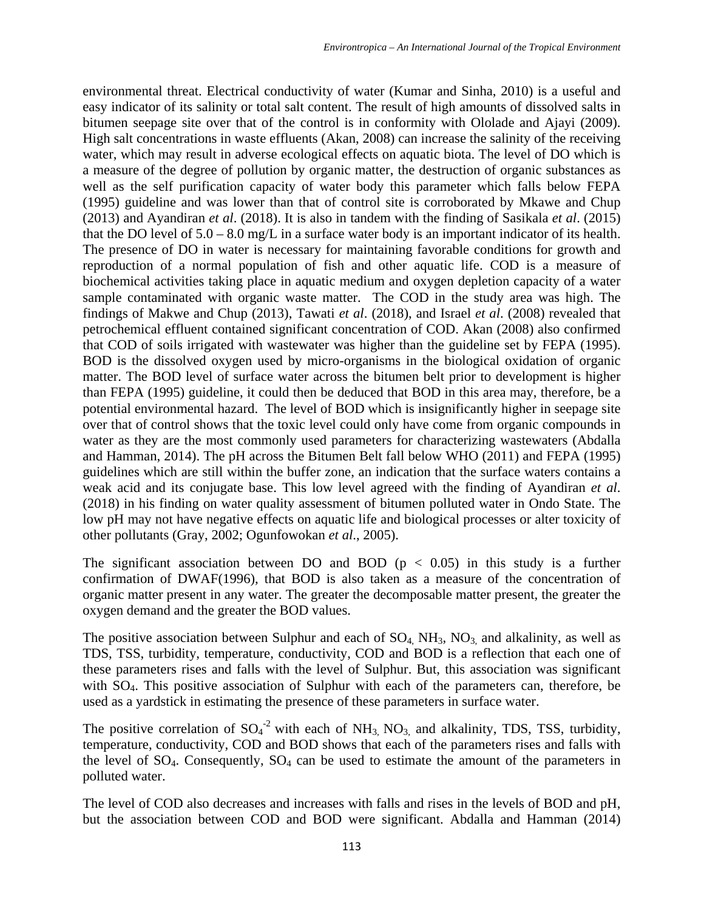environmental threat. Electrical conductivity of water (Kumar and Sinha, 2010) is a useful and easy indicator of its salinity or total salt content. The result of high amounts of dissolved salts in bitumen seepage site over that of the control is in conformity with Ololade and Ajayi (2009). High salt concentrations in waste effluents (Akan, 2008) can increase the salinity of the receiving water, which may result in adverse ecological effects on aquatic biota. The level of DO which is a measure of the degree of pollution by organic matter, the destruction of organic substances as well as the self purification capacity of water body this parameter which falls below FEPA (1995) guideline and was lower than that of control site is corroborated by Mkawe and Chup (2013) and Ayandiran *et al*. (2018). It is also in tandem with the finding of Sasikala *et al*. (2015) that the DO level of 5.0 – 8.0 mg/L in a surface water body is an important indicator of its health. The presence of DO in water is necessary for maintaining favorable conditions for growth and reproduction of a normal population of fish and other aquatic life. COD is a measure of biochemical activities taking place in aquatic medium and oxygen depletion capacity of a water sample contaminated with organic waste matter. The COD in the study area was high. The findings of Makwe and Chup (2013), Tawati *et al*. (2018), and Israel *et al*. (2008) revealed that petrochemical effluent contained significant concentration of COD. Akan (2008) also confirmed that COD of soils irrigated with wastewater was higher than the guideline set by FEPA (1995). BOD is the dissolved oxygen used by micro-organisms in the biological oxidation of organic matter. The BOD level of surface water across the bitumen belt prior to development is higher than FEPA (1995) guideline, it could then be deduced that BOD in this area may, therefore, be a potential environmental hazard. The level of BOD which is insignificantly higher in seepage site over that of control shows that the toxic level could only have come from organic compounds in water as they are the most commonly used parameters for characterizing wastewaters (Abdalla and Hamman, 2014). The pH across the Bitumen Belt fall below WHO (2011) and FEPA (1995) guidelines which are still within the buffer zone, an indication that the surface waters contains a weak acid and its conjugate base. This low level agreed with the finding of Ayandiran *et al*. (2018) in his finding on water quality assessment of bitumen polluted water in Ondo State. The low pH may not have negative effects on aquatic life and biological processes or alter toxicity of other pollutants (Gray, 2002; Ogunfowokan *et al*., 2005).

The significant association between DO and BOD ($p < 0.05$) in this study is a further confirmation of DWAF(1996), that BOD is also taken as a measure of the concentration of organic matter present in any water. The greater the decomposable matter present, the greater the oxygen demand and the greater the BOD values.

The positive association between Sulphur and each of $SO_4$, $NH_3$, $NO_3$ and alkalinity, as well as TDS, TSS, turbidity, temperature, conductivity, COD and BOD is a reflection that each one of these parameters rises and falls with the level of Sulphur. But, this association was significant with $SO_4$. This positive association of Sulphur with each of the parameters can, therefore, be used as a yardstick in estimating the presence of these parameters in surface water.

The positive correlation of $SO_4^{-2}$ with each of $NH_3$, $NO_3$ and alkalinity, TDS, TSS, turbidity, temperature, conductivity, COD and BOD shows that each of the parameters rises and falls with the level of $SO_4$. Consequently, $SO_4$ can be used to estimate the amount of the parameters in polluted water.

The level of COD also decreases and increases with falls and rises in the levels of BOD and pH, but the association between COD and BOD were significant. Abdalla and Hamman (2014)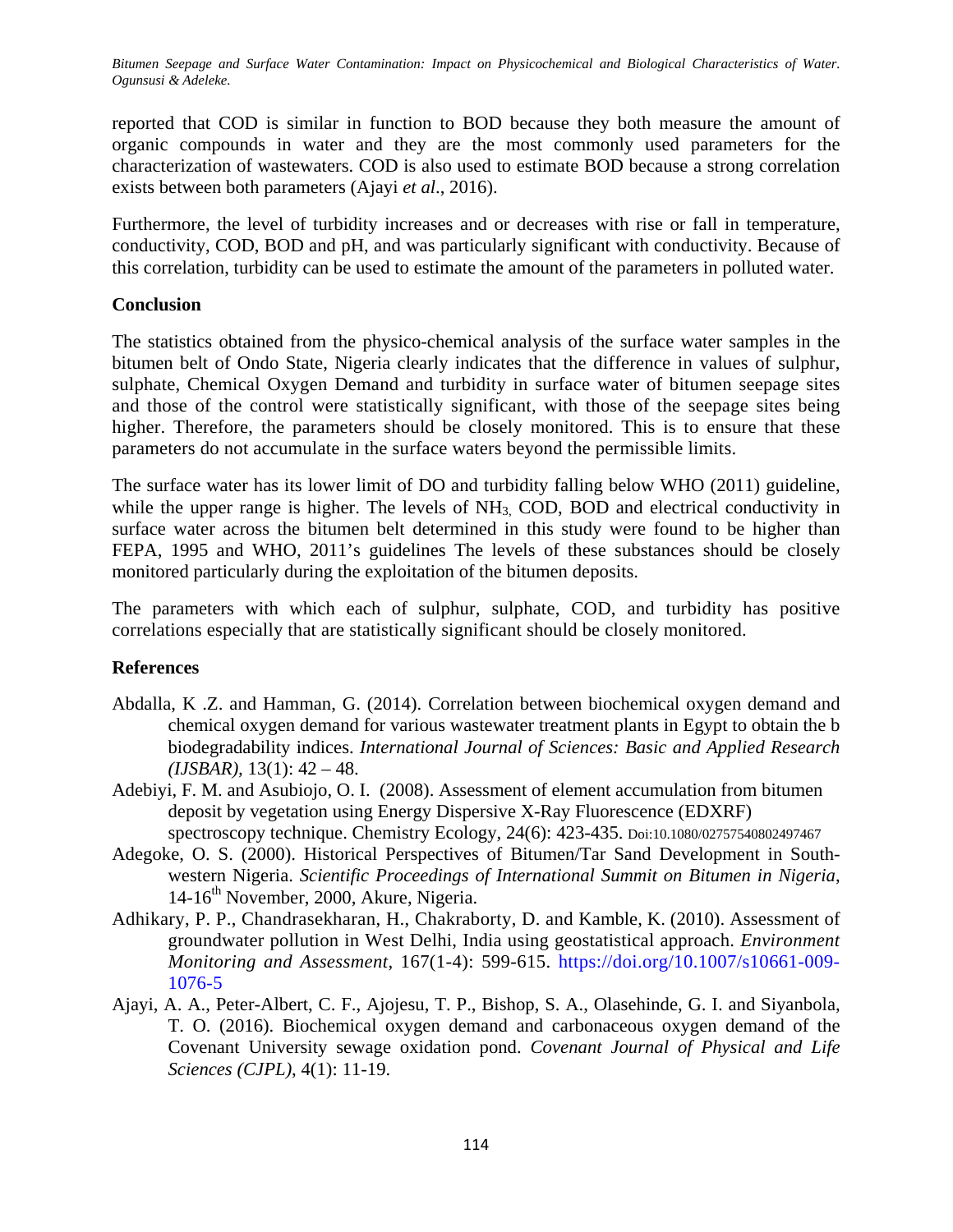reported that COD is similar in function to BOD because they both measure the amount of organic compounds in water and they are the most commonly used parameters for the characterization of wastewaters. COD is also used to estimate BOD because a strong correlation exists between both parameters (Ajayi *et al*., 2016).

Furthermore, the level of turbidity increases and or decreases with rise or fall in temperature, conductivity, COD, BOD and pH, and was particularly significant with conductivity. Because of this correlation, turbidity can be used to estimate the amount of the parameters in polluted water.

## Conclusion

The statistics obtained from the physico-chemical analysis of the surface water samples in the bitumen belt of Ondo State, Nigeria clearly indicates that the difference in values of sulphur, sulphate, Chemical Oxygen Demand and turbidity in surface water of bitumen seepage sites and those of the control were statistically significant, with those of the seepage sites being higher. Therefore, the parameters should be closely monitored. This is to ensure that these parameters do not accumulate in the surface waters beyond the permissible limits.

The surface water has its lower limit of DO and turbidity falling below WHO (2011) guideline, while the upper range is higher. The levels of $NH_3$, COD, BOD and electrical conductivity in surface water across the bitumen belt determined in this study were found to be higher than FEPA, 1995 and WHO, 2011's guidelines The levels of these substances should be closely monitored particularly during the exploitation of the bitumen deposits.

The parameters with which each of sulphur, sulphate, COD, and turbidity has positive correlations especially that are statistically significant should be closely monitored.

## References

Abdalla, K .Z. and Hamman, G. (2014). Correlation between biochemical oxygen demand and chemical oxygen demand for various wastewater treatment plants in Egypt to obtain the b biodegradability indices. *International Journal of Sciences: Basic and Applied Research (IJSBAR)*, 13(1): 42 – 48.

Adebiyi, F. M. and Asubiojo, O. I. (2008). Assessment of element accumulation from bitumen deposit by vegetation using Energy Dispersive X-Ray Fluorescence (EDXRF) spectroscopy technique. Chemistry Ecology, 24(6): 423-435. Doi:10.1080/02757540802497467

Adegoke, O. S. (2000). Historical Perspectives of Bitumen/Tar Sand Development in South-western Nigeria. *Scientific Proceedings of International Summit on Bitumen in Nigeria*, 14-16th November, 2000, Akure, Nigeria.

Adhikary, P. P., Chandrasekharan, H., Chakraborty, D. and Kamble, K. (2010). Assessment of groundwater pollution in West Delhi, India using geostatistical approach. *Environment Monitoring and Assessment*, 167(1-4): 599-615. https://doi.org/10.1007/s10661-009-1076-5

Ajayi, A. A., Peter-Albert, C. F., Ajojesu, T. P., Bishop, S. A., Olasehinde, G. I. and Siyanbola, T. O. (2016). Biochemical oxygen demand and carbonaceous oxygen demand of the Covenant University sewage oxidation pond. *Covenant Journal of Physical and Life Sciences (CJPL)*, 4(1): 11-19.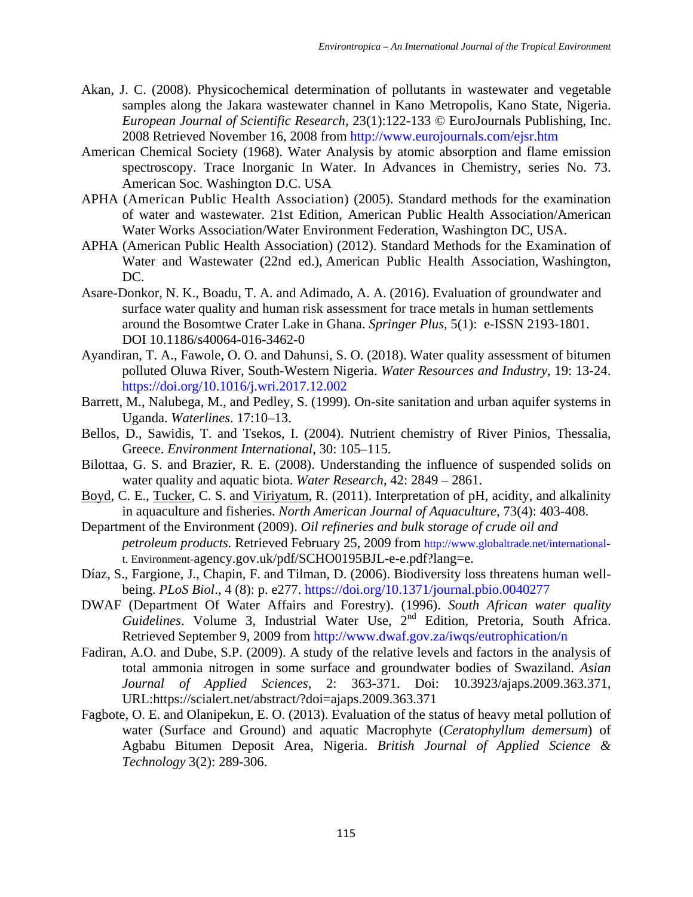Akan, J. C. (2008). Physicochemical determination of pollutants in wastewater and vegetable samples along the Jakara wastewater channel in Kano Metropolis, Kano State, Nigeria. *European Journal of Scientific Research,* 23(1):122-133 © EuroJournals Publishing, Inc. 2008 Retrieved November 16, 2008 from http://www.eurojournals.com/ejsr.htm

American Chemical Society (1968). Water Analysis by atomic absorption and flame emission spectroscopy. Trace Inorganic In Water. In Advances in Chemistry, series No. 73. American Soc. Washington D.C. USA

APHA (American Public Health Association) (2005). Standard methods for the examination of water and wastewater. 21st Edition, American Public Health Association/American Water Works Association/Water Environment Federation, Washington DC, USA.

APHA (American Public Health Association) (2012). Standard Methods for the Examination of Water and Wastewater (22nd ed.), American Public Health Association, Washington, DC.

Asare-Donkor, N. K., Boadu, T. A. and Adimado, A. A. (2016). Evaluation of groundwater and surface water quality and human risk assessment for trace metals in human settlements around the Bosomtwe Crater Lake in Ghana. *Springer Plus,* 5(1): e-ISSN 2193-1801. DOI 10.1186/s40064-016-3462-0

Ayandiran, T. A., Fawole, O. O. and Dahunsi, S. O. (2018). Water quality assessment of bitumen polluted Oluwa River, South-Western Nigeria. *Water Resources and Industry*, 19: 13-24. https://doi.org/10.1016/j.wri.2017.12.002

Barrett, M., Nalubega, M., and Pedley, S. (1999). On-site sanitation and urban aquifer systems in Uganda. *Waterlines*. 17:10–13.

Bellos, D., Sawidis, T. and Tsekos, I. (2004). Nutrient chemistry of River Pinios, Thessalia, Greece. *Environment International*, 30: 105–115.

Bilottaa, G. S. and Brazier, R. E. (2008). Understanding the influence of suspended solids on water quality and aquatic biota. *Water Research*, 42: 2849 – 2861.

Boyd, C. E., Tucker, C. S. and Viriyatum, R. (2011). Interpretation of pH, acidity, and alkalinity in aquaculture and fisheries. *North American Journal of Aquaculture*, 73(4): 403-408.

Department of the Environment (2009). *Oil refineries and bulk storage of crude oil and petroleum products.* Retrieved February 25, 2009 from http://www.globaltrade.net/international-t. Environment-agency.gov.uk/pdf/SCHO0195BJL-e-e.pdf?lang=e.

Díaz, S., Fargione, J., Chapin, F. and Tilman, D. (2006). Biodiversity loss threatens human well-being. *PLoS Biol*., 4 (8): p. e277. https://doi.org/10.1371/journal.pbio.0040277

DWAF (Department Of Water Affairs and Forestry). (1996). *South African water quality Guidelines*. Volume 3, Industrial Water Use, 2nd Edition, Pretoria, South Africa. Retrieved September 9, 2009 from http://www.dwaf.gov.za/iwqs/eutrophication/n

Fadiran, A.O. and Dube, S.P. (2009). A study of the relative levels and factors in the analysis of total ammonia nitrogen in some surface and groundwater bodies of Swaziland. *Asian Journal of Applied Sciences,* 2: 363-371. Doi: 10.3923/ajaps.2009.363.371, URL:https://scialert.net/abstract/?doi=ajaps.2009.363.371

Fagbote, O. E. and Olanipekun, E. O. (2013). Evaluation of the status of heavy metal pollution of water (Surface and Ground) and aquatic Macrophyte (*Ceratophyllum demersum*) of Agbabu Bitumen Deposit Area, Nigeria. *British Journal of Applied Science & Technology* 3(2): 289-306.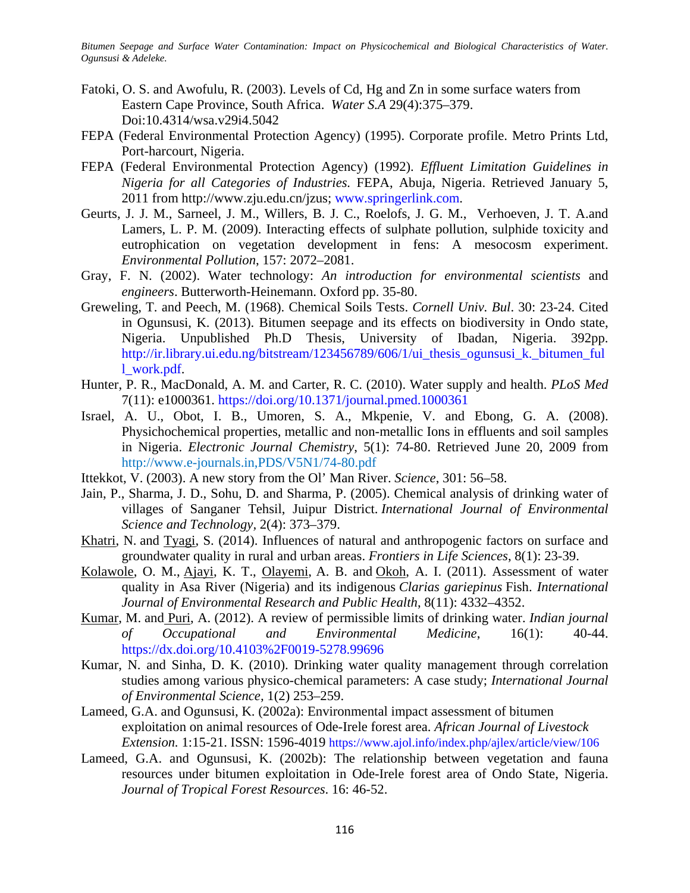Fatoki, O. S. and Awofulu, R. (2003). Levels of Cd, Hg and Zn in some surface waters from Eastern Cape Province, South Africa. *Water S.A* 29(4):375–379. Doi:10.4314/wsa.v29i4.5042

FEPA (Federal Environmental Protection Agency) (1995). Corporate profile. Metro Prints Ltd, Port-harcourt, Nigeria.

FEPA (Federal Environmental Protection Agency) (1992). *Effluent Limitation Guidelines in Nigeria for all Categories of Industries.* FEPA, Abuja, Nigeria. Retrieved January 5, 2011 from http://www.zju.edu.cn/jzus; www.springerlink.com.

Geurts, J. J. M., Sarneel, J. M., Willers, B. J. C., Roelofs, J. G. M., Verhoeven, J. T. A.and Lamers, L. P. M. (2009). Interacting effects of sulphate pollution, sulphide toxicity and eutrophication on vegetation development in fens: A mesocosm experiment. *Environmental Pollution*, 157: 2072–2081.

Gray, F. N. (2002). Water technology: *An introduction for environmental scientists* and *engineers*. Butterworth-Heinemann. Oxford pp. 35-80.

Greweling, T. and Peech, M. (1968). Chemical Soils Tests. *Cornell Univ. Bul*. 30: 23-24. Cited in Ogunsusi, K. (2013). Bitumen seepage and its effects on biodiversity in Ondo state, Nigeria. Unpublished Ph.D Thesis, University of Ibadan, Nigeria. 392pp. http://ir.library.ui.edu.ng/bitstream/123456789/606/1/ui_thesis_ogunsusi_k._bitumen_full_work.pdf.

Hunter, P. R., MacDonald, A. M. and Carter, R. C. (2010). Water supply and health. *PLoS Med* 7(11): e1000361. https://doi.org/10.1371/journal.pmed.1000361

Israel, A. U., Obot, I. B., Umoren, S. A., Mkpenie, V. and Ebong, G. A. (2008). Physichochemical properties, metallic and non-metallic Ions in effluents and soil samples in Nigeria. *Electronic Journal Chemistry*, 5(1): 74-80. Retrieved June 20, 2009 from http://www.e-journals.in,PDS/V5N1/74-80.pdf

Ittekkot, V. (2003). A new story from the Ol' Man River. *Science*, 301: 56–58.

Jain, P., Sharma, J. D., Sohu, D. and Sharma, P. (2005). Chemical analysis of drinking water of villages of Sanganer Tehsil, Juipur District. *International Journal of Environmental Science and Technology*, 2(4): 373–379.

Khatri, N. and Tyagi, S. (2014). Influences of natural and anthropogenic factors on surface and groundwater quality in rural and urban areas. *Frontiers in Life Sciences,* 8(1): 23-39.

Kolawole, O. M., Ajayi, K. T., Olayemi, A. B. and Okoh, A. I. (2011). Assessment of water quality in Asa River (Nigeria) and its indigenous *Clarias gariepinus* Fish. *International Journal of Environmental Research and Public Health*, 8(11): 4332–4352.

Kumar, M. and Puri, A. (2012). A review of permissible limits of drinking water. *Indian journal of Occupational and Environmental Medicine*, 16(1): 40-44. https://dx.doi.org/10.4103%2F0019-5278.99696

Kumar, N. and Sinha, D. K. (2010). Drinking water quality management through correlation studies among various physico-chemical parameters: A case study; *International Journal of Environmental Science*, 1(2) 253–259.

Lameed, G.A. and Ogunsusi, K. (2002a): Environmental impact assessment of bitumen exploitation on animal resources of Ode-Irele forest area. *African Journal of Livestock Extension.* 1:15-21. ISSN: 1596-4019 https://www.ajol.info/index.php/ajlex/article/view/106

Lameed, G.A. and Ogunsusi, K. (2002b): The relationship between vegetation and fauna resources under bitumen exploitation in Ode-Irele forest area of Ondo State, Nigeria. *Journal of Tropical Forest Resources*. 16: 46-52.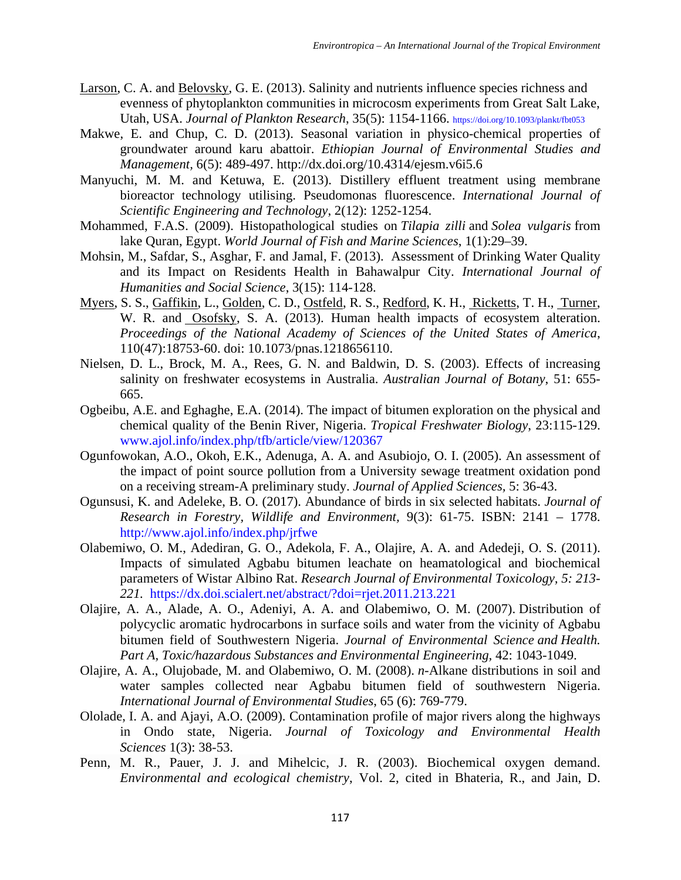Larson, C. A. and Belovsky, G. E. (2013). Salinity and nutrients influence species richness and evenness of phytoplankton communities in microcosm experiments from Great Salt Lake, Utah, USA. *Journal of Plankton Research*, 35(5): 1154-1166. https://doi.org/10.1093/plankt/fbt053

Makwe, E. and Chup, C. D. (2013). Seasonal variation in physico-chemical properties of groundwater around karu abattoir. *Ethiopian Journal of Environmental Studies and Management,* 6(5): 489-497. http://dx.doi.org/10.4314/ejesm.v6i5.6

Manyuchi, M. M. and Ketuwa, E. (2013). Distillery effluent treatment using membrane bioreactor technology utilising. Pseudomonas fluorescence. *International Journal of Scientific Engineering and Technology*, 2(12): 1252-1254.

Mohammed, F.A.S. (2009). Histopathological studies on *Tilapia zilli* and *Solea vulgaris* from lake Quran, Egypt. *World Journal of Fish and Marine Sciences*, 1(1):29–39.

Mohsin, M., Safdar, S., Asghar, F. and Jamal, F. (2013). Assessment of Drinking Water Quality and its Impact on Residents Health in Bahawalpur City. *International Journal of Humanities and Social Science*, 3(15): 114-128.

Myers, S. S., Gaffikin, L., Golden, C. D., Ostfeld, R. S., Redford, K. H., Ricketts, T. H., Turner, W. R. and Osofsky, S. A. (2013). Human health impacts of ecosystem alteration. *Proceedings of the National Academy of Sciences of the United States of America*, 110(47):18753-60. doi: 10.1073/pnas.1218656110.

Nielsen, D. L., Brock, M. A., Rees, G. N. and Baldwin, D. S. (2003). Effects of increasing salinity on freshwater ecosystems in Australia. *Australian Journal of Botany*, 51: 655-665.

Ogbeibu, A.E. and Eghaghe, E.A. (2014). The impact of bitumen exploration on the physical and chemical quality of the Benin River, Nigeria. *Tropical Freshwater Biology*, 23:115-129. www.ajol.info/index.php/tfb/article/view/120367

Ogunfowokan, A.O., Okoh, E.K., Adenuga, A. A. and Asubiojo, O. I. (2005). An assessment of the impact of point source pollution from a University sewage treatment oxidation pond on a receiving stream-A preliminary study. *Journal of Applied Sciences*, 5: 36-43.

Ogunsusi, K. and Adeleke, B. O. (2017). Abundance of birds in six selected habitats. *Journal of Research in Forestry, Wildlife and Environment,* 9(3): 61-75. ISBN: 2141 – 1778. http://www.ajol.info/index.php/jrfwe

Olabemiwo, O. M., Adediran, G. O., Adekola, F. A., Olajire, A. A. and Adedeji, O. S. (2011). Impacts of simulated Agbabu bitumen leachate on heamatological and biochemical parameters of Wistar Albino Rat. *Research Journal of Environmental Toxicology, 5: 213-221.* https://dx.doi.scialert.net/abstract/?doi=rjet.2011.213.221

Olajire, A. A., Alade, A. O., Adeniyi, A. A. and Olabemiwo, O. M. (2007). Distribution of polycyclic aromatic hydrocarbons in surface soils and water from the vicinity of Agbabu bitumen field of Southwestern Nigeria. *Journal of Environmental Science and Health. Part A, Toxic/hazardous Substances and Environmental Engineering,* 42: 1043-1049.

Olajire, A. A., Olujobade, M. and Olabemiwo, O. M. (2008). *n*-Alkane distributions in soil and water samples collected near Agbabu bitumen field of southwestern Nigeria. *International Journal of Environmental Studies*, 65 (6): 769-779.

Ololade, I. A. and Ajayi, A.O. (2009). Contamination profile of major rivers along the highways in Ondo state, Nigeria. *Journal of Toxicology and Environmental Health Sciences* 1(3): 38-53.

Penn, M. R., Pauer, J. J. and Mihelcic, J. R. (2003). Biochemical oxygen demand. *Environmental and ecological chemistry*, Vol. 2, cited in Bhateria, R., and Jain, D.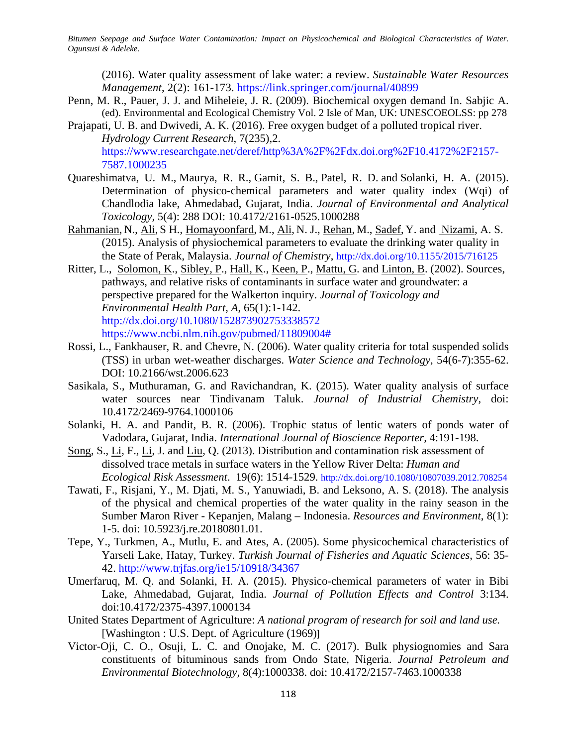(2016). Water quality assessment of lake water: a review. *Sustainable Water Resources Management*, 2(2): 161-173. https://link.springer.com/journal/40899

Penn, M. R., Pauer, J. J. and Miheleie, J. R. (2009). Biochemical oxygen demand In. Sabjic A. (ed). Environmental and Ecological Chemistry Vol. 2 Isle of Man, UK: UNESCOEOLSS: pp 278

Prajapati, U. B. and Dwivedi, A. K. (2016). Free oxygen budget of a polluted tropical river. *Hydrology Current Research*, 7(235),2. https://www.researchgate.net/deref/http%3A%2F%2Fdx.doi.org%2F10.4172%2F2157-7587.1000235

Quareshimatva, U. M., Maurya, R. R., Gamit, S. B., Patel, R. D. and Solanki, H. A. (2015). Determination of physico-chemical parameters and water quality index (Wqi) of Chandlodia lake, Ahmedabad, Gujarat, India. *Journal of Environmental and Analytical Toxicology*, 5(4): 288 DOI: 10.4172/2161-0525.1000288

Rahmanian, N., Ali, S H., Homayoonfard, M., Ali, N. J., Rehan, M., Sadef, Y. and Nizami, A. S. (2015). Analysis of physiochemical parameters to evaluate the drinking water quality in the State of Perak, Malaysia. *Journal of Chemistry*, http://dx.doi.org/10.1155/2015/716125

Ritter, L., Solomon, K., Sibley, P., Hall, K., Keen, P., Mattu, G. and Linton, B. (2002). Sources, pathways, and relative risks of contaminants in surface water and groundwater: a perspective prepared for the Walkerton inquiry. *Journal of Toxicology and Environmental Health Part, A*, 65(1):1-142. http://dx.doi.org/10.1080/152873902753338572 https://www.ncbi.nlm.nih.gov/pubmed/11809004#

Rossi, L., Fankhauser, R. and Chevre, N. (2006). Water quality criteria for total suspended solids (TSS) in urban wet-weather discharges. *Water Science and Technology*, 54(6-7):355-62. DOI: 10.2166/wst.2006.623

Sasikala, S., Muthuraman, G. and Ravichandran, K. (2015). Water quality analysis of surface water sources near Tindivanam Taluk. *Journal of Industrial Chemistry*, doi: 10.4172/2469-9764.1000106

Solanki, H. A. and Pandit, B. R. (2006). Trophic status of lentic waters of ponds water of Vadodara, Gujarat, India. *International Journal of Bioscience Reporter*, 4:191-198.

Song, S., Li, F., Li, J. and Liu, Q. (2013). Distribution and contamination risk assessment of dissolved trace metals in surface waters in the Yellow River Delta: *Human and Ecological Risk Assessment*. 19(6): 1514-1529. http://dx.doi.org/10.1080/10807039.2012.708254

Tawati, F., Risjani, Y., M. Djati, M. S., Yanuwiadi, B. and Leksono, A. S. (2018). The analysis of the physical and chemical properties of the water quality in the rainy season in the Sumber Maron River - Kepanjen, Malang – Indonesia. *Resources and Environment*, 8(1): 1-5. doi: 10.5923/j.re.20180801.01.

Tepe, Y., Turkmen, A., Mutlu, E. and Ates, A. (2005). Some physicochemical characteristics of Yarseli Lake, Hatay, Turkey. *Turkish Journal of Fisheries and Aquatic Sciences*, 56: 35-42. http://www.trjfas.org/ie15/10918/34367

Umerfaruq, M. Q. and Solanki, H. A. (2015). Physico-chemical parameters of water in Bibi Lake, Ahmedabad, Gujarat, India. *Journal of Pollution Effects and Control* 3:134. doi:10.4172/2375-4397.1000134

United States Department of Agriculture: *A national program of research for soil and land use.* [Washington : U.S. Dept. of Agriculture (1969)]

Victor-Oji, C. O., Osuji, L. C. and Onojake, M. C. (2017). Bulk physiognomies and Sara constituents of bituminous sands from Ondo State, Nigeria. *Journal Petroleum and Environmental Biotechnology*, 8(4):1000338. doi: 10.4172/2157-7463.1000338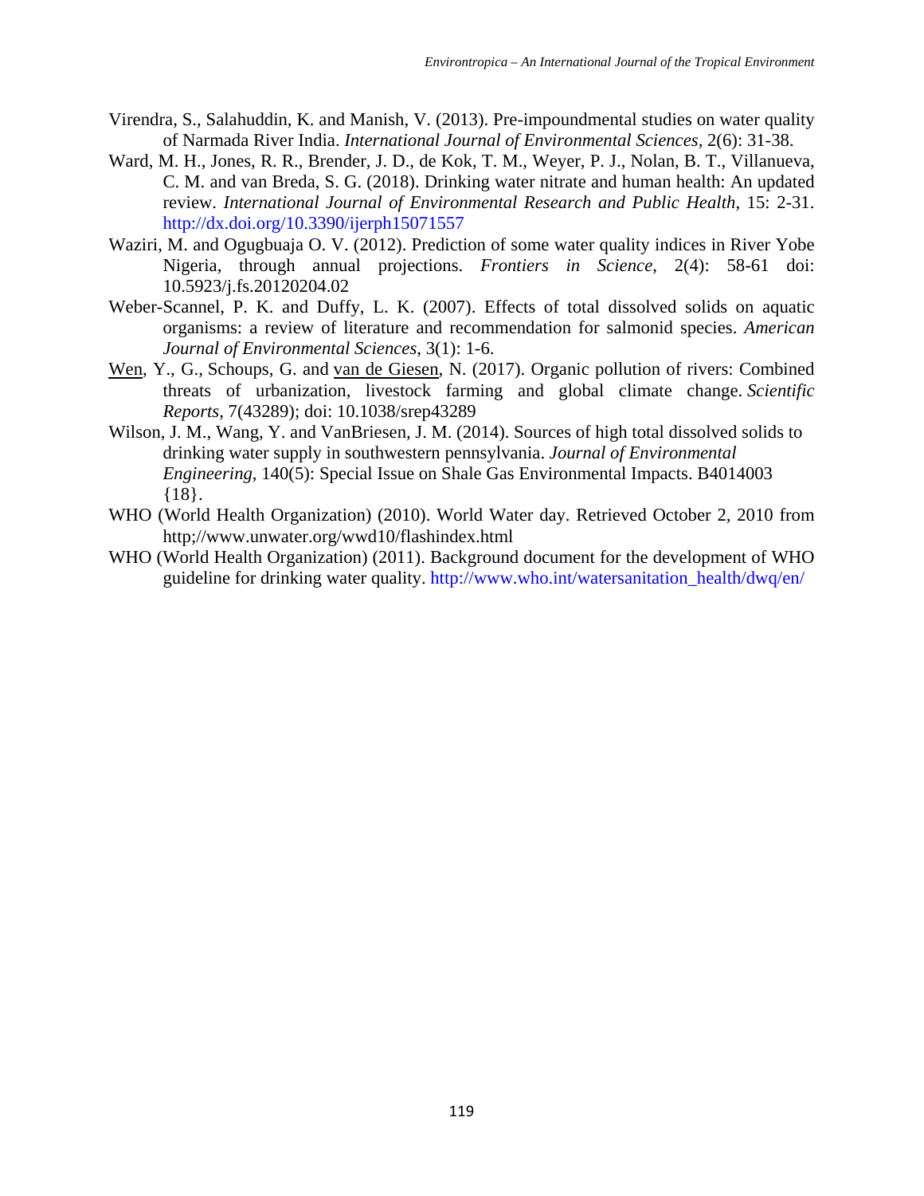Virendra, S., Salahuddin, K. and Manish, V. (2013). Pre-impoundmental studies on water quality of Narmada River India. *International Journal of Environmental Sciences*, 2(6): 31-38.

Ward, M. H., Jones, R. R., Brender, J. D., de Kok, T. M., Weyer, P. J., Nolan, B. T., Villanueva, C. M. and van Breda, S. G. (2018). Drinking water nitrate and human health: An updated review. *International Journal of Environmental Research and Public Health*, 15: 2-31. http://dx.doi.org/10.3390/ijerph15071557

Waziri, M. and Ogugbuaja O. V. (2012). Prediction of some water quality indices in River Yobe Nigeria, through annual projections. *Frontiers in Science*, 2(4): 58-61 doi: 10.5923/j.fs.20120204.02

Weber-Scannel, P. K. and Duffy, L. K. (2007). Effects of total dissolved solids on aquatic organisms: a review of literature and recommendation for salmonid species. *American Journal of Environmental Sciences*, 3(1): 1-6.

Wen, Y., G., Schoups, G. and van de Giesen, N. (2017). Organic pollution of rivers: Combined threats of urbanization, livestock farming and global climate change. *Scientific Reports*, 7(43289); doi: 10.1038/srep43289

Wilson, J. M., Wang, Y. and VanBriesen, J. M. (2014). Sources of high total dissolved solids to drinking water supply in southwestern pennsylvania. *Journal of Environmental Engineering*, 140(5): Special Issue on Shale Gas Environmental Impacts. B4014003 {18}.

WHO (World Health Organization) (2010). World Water day. Retrieved October 2, 2010 from http;//www.unwater.org/wwd10/flashindex.html

WHO (World Health Organization) (2011). Background document for the development of WHO guideline for drinking water quality. http://www.who.int/watersanitation_health/dwq/en/